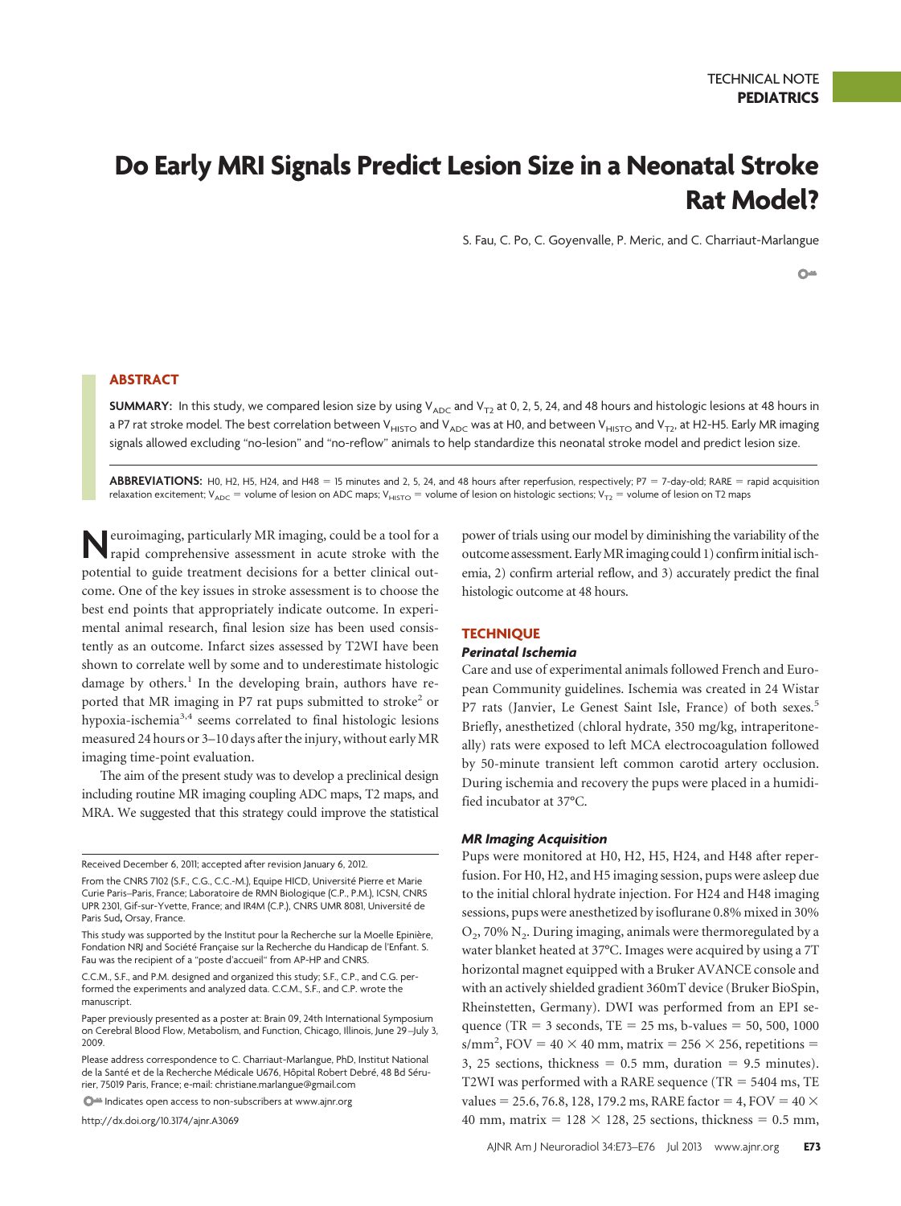TECHNICAL NOTE
**PEDIATRICS**

# Do Early MRI Signals Predict Lesion Size in a Neonatal Stroke Rat Model?

S. Fau, C. Po, C. Goyenvalle, P. Meric, and C. Charriaut-Marlangue

## ABSTRACT

**SUMMARY:** In this study, we compared lesion size by using $V_{ADC}$ and $V_{T2}$ at 0, 2, 5, 24, and 48 hours and histologic lesions at 48 hours in a P7 rat stroke model. The best correlation between $V_{HISTO}$ and $V_{ADC}$ was at H0, and between $V_{HISTO}$ and $V_{T2}$, at H2-H5. Early MR imaging signals allowed excluding "no-lesion" and "no-reflow" animals to help standardize this neonatal stroke model and predict lesion size.

**ABBREVIATIONS:** H0, H2, H5, H24, and H48 = 15 minutes and 2, 5, 24, and 48 hours after reperfusion, respectively; P7 = 7-day-old; RARE = rapid acquisition relaxation excitement; $V_{ADC}$ = volume of lesion on ADC maps; $V_{HISTO}$ = volume of lesion on histologic sections; $V_{T2}$ = volume of lesion on T2 maps

Neuroimaging, particularly MR imaging, could be a tool for a rapid comprehensive assessment in acute stroke with the potential to guide treatment decisions for a better clinical outcome. One of the key issues in stroke assessment is to choose the best end points that appropriately indicate outcome. In experimental animal research, final lesion size has been used consistently as an outcome. Infarct sizes assessed by T2WI have been shown to correlate well by some and to underestimate histologic damage by others.[1] In the developing brain, authors have reported that MR imaging in P7 rat pups submitted to stroke[2] or hypoxia-ischemia[3,4] seems correlated to final histologic lesions measured 24 hours or 3–10 days after the injury, without early MR imaging time-point evaluation.

The aim of the present study was to develop a preclinical design including routine MR imaging coupling ADC maps, T2 maps, and MRA. We suggested that this strategy could improve the statistical power of trials using our model by diminishing the variability of the outcome assessment. Early MR imaging could 1) confirm initial ischemia, 2) confirm arterial reflow, and 3) accurately predict the final histologic outcome at 48 hours.

## TECHNIQUE

### *Perinatal Ischemia*

Care and use of experimental animals followed French and European Community guidelines. Ischemia was created in 24 Wistar P7 rats (Janvier, Le Genest Saint Isle, France) of both sexes.[5] Briefly, anesthetized (chloral hydrate, 350 mg/kg, intraperitoneally) rats were exposed to left MCA electrocoagulation followed by 50-minute transient left common carotid artery occlusion. During ischemia and recovery the pups were placed in a humidified incubator at 37°C.

### *MR Imaging Acquisition*

Pups were monitored at H0, H2, H5, H24, and H48 after reperfusion. For H0, H2, and H5 imaging session, pups were asleep due to the initial chloral hydrate injection. For H24 and H48 imaging sessions, pups were anesthetized by isoflurane 0.8% mixed in 30% $O_2$, 70% $N_2$. During imaging, animals were thermoregulated by a water blanket heated at 37°C. Images were acquired by using a 7T horizontal magnet equipped with a Bruker AVANCE console and with an actively shielded gradient 360mT device (Bruker BioSpin, Rheinstetten, Germany). DWI was performed from an EPI sequence (TR = 3 seconds, TE = 25 ms, b-values = 50, 500, 1000 s/mm$^2$, FOV = 40 × 40 mm, matrix = 256 × 256, repetitions = 3, 25 sections, thickness = 0.5 mm, duration = 9.5 minutes). T2WI was performed with a RARE sequence (TR = 5404 ms, TE values = 25.6, 76.8, 128, 179.2 ms, RARE factor = 4, FOV = 40 × 40 mm, matrix = 128 × 128, 25 sections, thickness = 0.5 mm,

---

Received December 6, 2011; accepted after revision January 6, 2012.

From the CNRS 7102 (S.F., C.G., C.C.-M.), Equipe HICD, Université Pierre et Marie Curie Paris–Paris, France; Laboratoire de RMN Biologique (C.P., P.M.), ICSN, CNRS UPR 2301, Gif-sur-Yvette, France; and IR4M (C.P.), CNRS UMR 8081, Université de Paris Sud, Orsay, France.

This study was supported by the Institut pour la Recherche sur la Moelle Epinière, Fondation NRJ and Société Française sur la Recherche du Handicap de l'Enfant. S. Fau was the recipient of a "poste d'accueil" from AP-HP and CNRS.

C.C.M., S.F., and P.M. designed and organized this study; S.F., C.P., and C.G. performed the experiments and analyzed data. C.C.M., S.F., and C.P. wrote the manuscript.

Paper previously presented as a poster at: Brain 09, 24th International Symposium on Cerebral Blood Flow, Metabolism, and Function, Chicago, Illinois, June 29–July 3, 2009.

Please address correspondence to C. Charriaut-Marlangue, PhD, Institut National de la Santé et de la Recherche Médicale U676, Hôpital Robert Debré, 48 Bd Sérurier, 75019 Paris, France; e-mail: christiane.marlangue@gmail.com

Indicates open access to non-subscribers at www.ajnr.org

http://dx.doi.org/10.3174/ajnr.A3069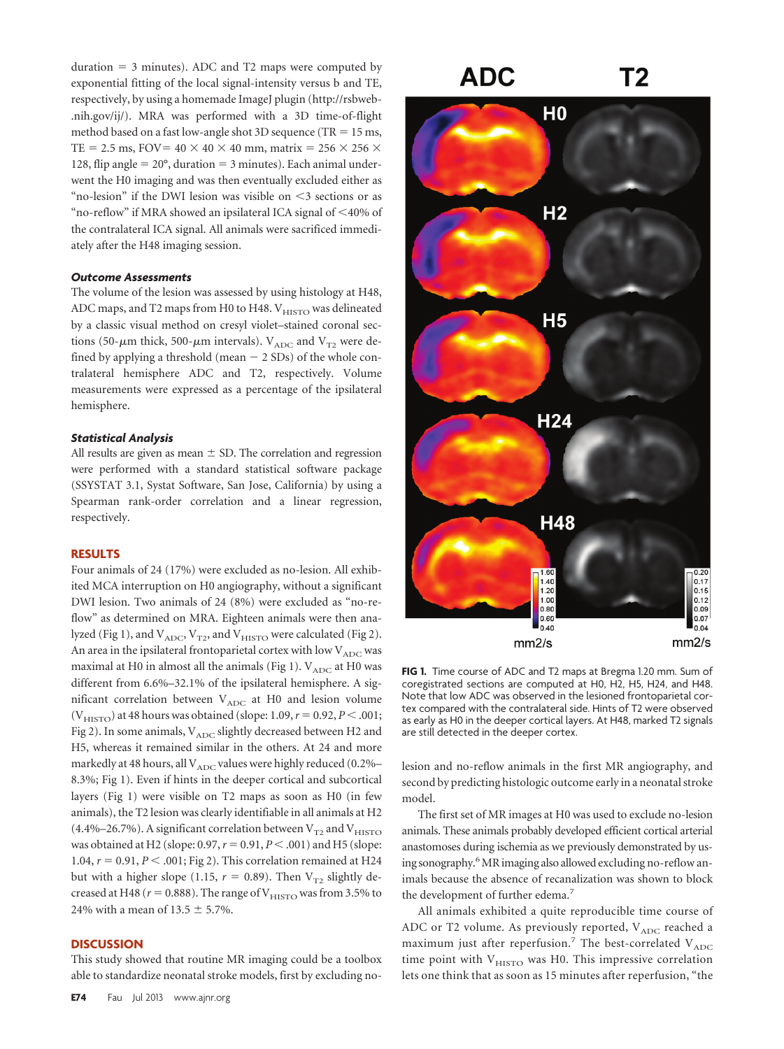duration = 3 minutes). ADC and T2 maps were computed by exponential fitting of the local signal-intensity versus b and TE, respectively, by using a homemade ImageJ plugin (http://rsbweb.nih.gov/ij/). MRA was performed with a 3D time-of-flight method based on a fast low-angle shot 3D sequence (TR = 15 ms, TE = 2.5 ms, FOV = 40 × 40 × 40 mm, matrix = 256 × 256 × 128, flip angle = 20°, duration = 3 minutes). Each animal underwent the H0 imaging and was then eventually excluded either as "no-lesion" if the DWI lesion was visible on <3 sections or as "no-reflow" if MRA showed an ipsilateral ICA signal of <40% of the contralateral ICA signal. All animals were sacrificed immediately after the H48 imaging session.

### Outcome Assessments

The volume of the lesion was assessed by using histology at H48, ADC maps, and T2 maps from H0 to H48. $V_{HISTO}$ was delineated by a classic visual method on cresyl violet–stained coronal sections (50-$\mu$m thick, 500-$\mu$m intervals). $V_{ADC}$ and $V_{T2}$ were defined by applying a threshold (mean − 2 SDs) of the whole contralateral hemisphere ADC and T2, respectively. Volume measurements were expressed as a percentage of the ipsilateral hemisphere.

### Statistical Analysis

All results are given as mean ± SD. The correlation and regression were performed with a standard statistical software package (SSYSTAT 3.1, Systat Software, San Jose, California) by using a Spearman rank-order correlation and a linear regression, respectively.

## RESULTS

Four animals of 24 (17%) were excluded as no-lesion. All exhibited MCA interruption on H0 angiography, without a significant DWI lesion. Two animals of 24 (8%) were excluded as "no-reflow" as determined on MRA. Eighteen animals were then analyzed (Fig 1), and $V_{ADC}$, $V_{T2}$, and $V_{HISTO}$ were calculated (Fig 2). An area in the ipsilateral frontoparietal cortex with low $V_{ADC}$ was maximal at H0 in almost all the animals (Fig 1). $V_{ADC}$ at H0 was different from 6.6%–32.1% of the ipsilateral hemisphere. A significant correlation between $V_{ADC}$ at H0 and lesion volume ($V_{HISTO}$) at 48 hours was obtained (slope: 1.09, $r = 0.92$, $P < .001$; Fig 2). In some animals, $V_{ADC}$ slightly decreased between H2 and H5, whereas it remained similar in the others. At 24 and more markedly at 48 hours, all $V_{ADC}$ values were highly reduced (0.2%–8.3%; Fig 1). Even if hints in the deeper cortical and subcortical layers (Fig 1) were visible on T2 maps as soon as H0 (in few animals), the T2 lesion was clearly identifiable in all animals at H2 (4.4%–26.7%). A significant correlation between $V_{T2}$ and $V_{HISTO}$ was obtained at H2 (slope: 0.97, $r = 0.91$, $P < .001$) and H5 (slope: 1.04, $r = 0.91$, $P < .001$; Fig 2). This correlation remained at H24 but with a higher slope (1.15, $r = 0.89$). Then $V_{T2}$ slightly decreased at H48 ($r = 0.888$). The range of $V_{HISTO}$ was from 3.5% to 24% with a mean of 13.5 ± 5.7%.

**FIG 1.** Time course of ADC and T2 maps at Bregma 1.20 mm. Sum of coregistrated sections are computed at H0, H2, H5, H24, and H48. Note that low ADC was observed in the lesioned frontoparietal cortex compared with the contralateral side. Hints of T2 were observed as early as H0 in the deeper cortical layers. At H48, marked T2 signals are still detected in the deeper cortex.

## DISCUSSION

This study showed that routine MR imaging could be a toolbox able to standardize neonatal stroke models, first by excluding no-lesion and no-reflow animals in the first MR angiography, and second by predicting histologic outcome early in a neonatal stroke model.

The first set of MR images at H0 was used to exclude no-lesion animals. These animals probably developed efficient cortical arterial anastomoses during ischemia as we previously demonstrated by using sonography.[6] MR imaging also allowed excluding no-reflow animals because the absence of recanalization was shown to block the development of further edema.[7]

All animals exhibited a quite reproducible time course of ADC or T2 volume. As previously reported, $V_{ADC}$ reached a maximum just after reperfusion.[7] The best-correlated $V_{ADC}$ time point with $V_{HISTO}$ was H0. This impressive correlation lets one think that as soon as 15 minutes after reperfusion, "the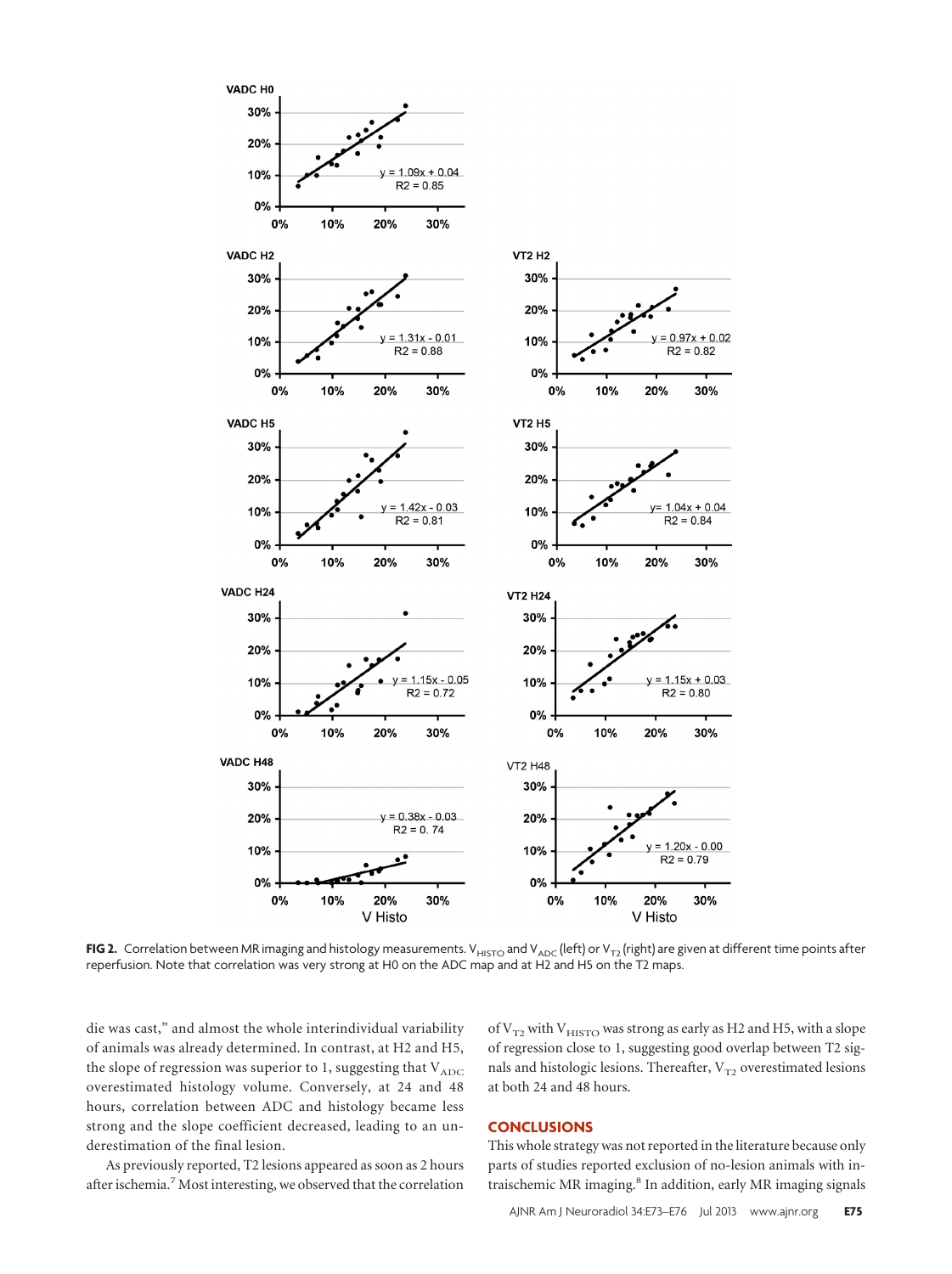FIG 2. Correlation between MR imaging and histology measurements. $V_{HISTO}$ and $V_{ADC}$ (left) or $V_{T2}$ (right) are given at different time points after reperfusion. Note that correlation was very strong at H0 on the ADC map and at H2 and H5 on the T2 maps.

die was cast," and almost the whole interindividual variability of animals was already determined. In contrast, at H2 and H5, the slope of regression was superior to 1, suggesting that $V_{ADC}$ overestimated histology volume. Conversely, at 24 and 48 hours, correlation between ADC and histology became less strong and the slope coefficient decreased, leading to an underestimation of the final lesion.

As previously reported, T2 lesions appeared as soon as 2 hours after ischemia.[7] Most interesting, we observed that the correlation of $V_{T2}$ with $V_{HISTO}$ was strong as early as H2 and H5, with a slope of regression close to 1, suggesting good overlap between T2 signals and histologic lesions. Thereafter, $V_{T2}$ overestimated lesions at both 24 and 48 hours.

## CONCLUSIONS

This whole strategy was not reported in the literature because only parts of studies reported exclusion of no-lesion animals with intraischemic MR imaging.[8] In addition, early MR imaging signals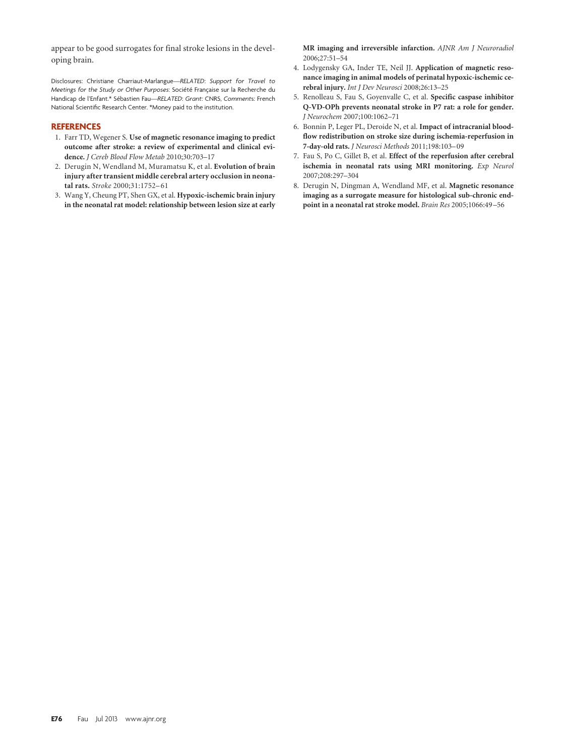appear to be good surrogates for final stroke lesions in the developing brain.

Disclosures: Christiane Charriaut-Marlangue—*RELATED*: *Support for Travel to Meetings for the Study or Other Purposes*: Société Française sur la Recherche du Handicap de l'Enfant.* Sébastien Fau—*RELATED*: *Grant*: CNRS, *Comments*: French National Scientific Research Center. *Money paid to the institution.

## REFERENCES

1. Farr TD, Wegener S. **Use of magnetic resonance imaging to predict outcome after stroke: a review of experimental and clinical evidence.** *J Cereb Blood Flow Metab* 2010;30:703–17
2. Derugin N, Wendland M, Muramatsu K, et al. **Evolution of brain injury after transient middle cerebral artery occlusion in neonatal rats.** *Stroke* 2000;31:1752–61
3. Wang Y, Cheung PT, Shen GX, et al. **Hypoxic-ischemic brain injury in the neonatal rat model: relationship between lesion size at early MR imaging and irreversible infarction.** *AJNR Am J Neuroradiol* 2006;27:51–54
4. Lodygensky GA, Inder TE, Neil JJ. **Application of magnetic resonance imaging in animal models of perinatal hypoxic-ischemic cerebral injury.** *Int J Dev Neurosci* 2008;26:13–25
5. Renolleau S, Fau S, Goyenvalle C, et al. **Specific caspase inhibitor Q-VD-OPh prevents neonatal stroke in P7 rat: a role for gender.** *J Neurochem* 2007;100:1062–71
6. Bonnin P, Leger PL, Deroide N, et al. **Impact of intracranial blood-flow redistribution on stroke size during ischemia-reperfusion in 7-day-old rats.** *J Neurosci Methods* 2011;198:103–09
7. Fau S, Po C, Gillet B, et al. **Effect of the reperfusion after cerebral ischemia in neonatal rats using MRI monitoring.** *Exp Neurol* 2007;208:297–304
8. Derugin N, Dingman A, Wendland MF, et al. **Magnetic resonance imaging as a surrogate measure for histological sub-chronic endpoint in a neonatal rat stroke model.** *Brain Res* 2005;1066:49–56